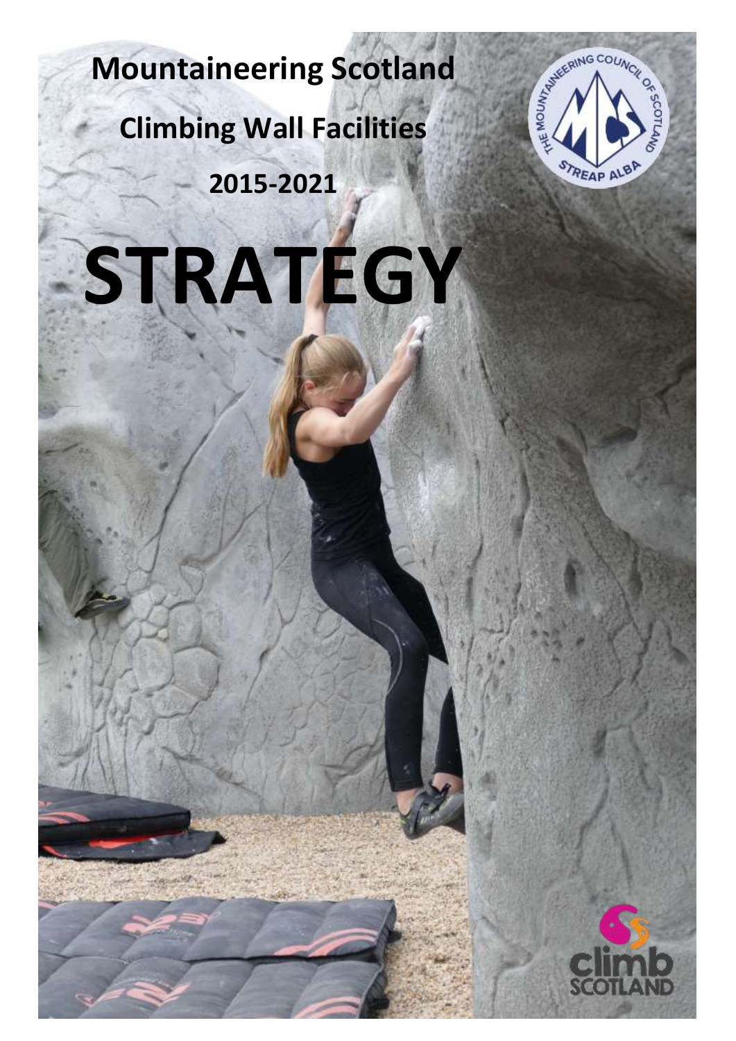# Mountaineering Scotland

## Climbing Wall Facilities

## 2015-2021

# STRATEGY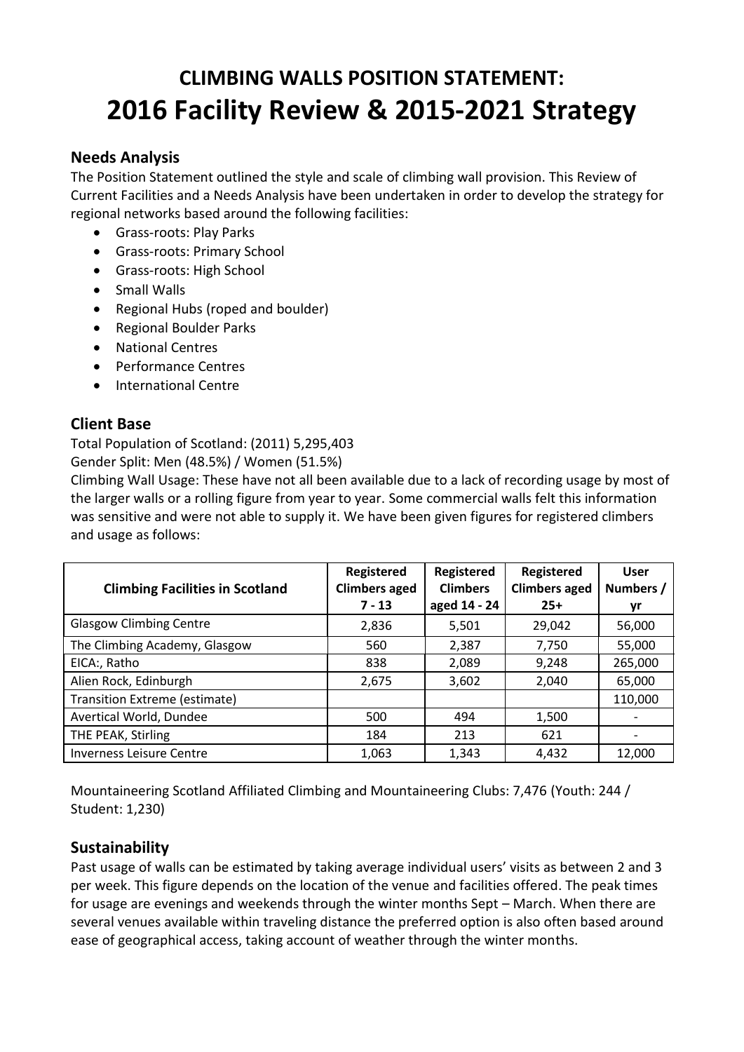# CLIMBING WALLS POSITION STATEMENT:
# 2016 Facility Review & 2015-2021 Strategy

## Needs Analysis

The Position Statement outlined the style and scale of climbing wall provision. This Review of Current Facilities and a Needs Analysis have been undertaken in order to develop the strategy for regional networks based around the following facilities:

- Grass-roots: Play Parks
- Grass-roots: Primary School
- Grass-roots: High School
- Small Walls
- Regional Hubs (roped and boulder)
- Regional Boulder Parks
- National Centres
- Performance Centres
- International Centre

## Client Base

Total Population of Scotland: (2011) 5,295,403
Gender Split: Men (48.5%) / Women (51.5%)
Climbing Wall Usage: These have not all been available due to a lack of recording usage by most of the larger walls or a rolling figure from year to year. Some commercial walls felt this information was sensitive and were not able to supply it. We have been given figures for registered climbers and usage as follows:

| Climbing Facilities in Scotland | Registered Climbers aged 7 - 13 | Registered Climbers aged 14 - 24 | Registered Climbers aged 25+ | User Numbers / yr |
|---|---|---|---|---|
| Glasgow Climbing Centre | 2,836 | 5,501 | 29,042 | 56,000 |
| The Climbing Academy, Glasgow | 560 | 2,387 | 7,750 | 55,000 |
| EICA:, Ratho | 838 | 2,089 | 9,248 | 265,000 |
| Alien Rock, Edinburgh | 2,675 | 3,602 | 2,040 | 65,000 |
| Transition Extreme (estimate) | | | | 110,000 |
| Avertical World, Dundee | 500 | 494 | 1,500 | - |
| THE PEAK, Stirling | 184 | 213 | 621 | - |
| Inverness Leisure Centre | 1,063 | 1,343 | 4,432 | 12,000 |

Mountaineering Scotland Affiliated Climbing and Mountaineering Clubs: 7,476 (Youth: 244 / Student: 1,230)

## Sustainability

Past usage of walls can be estimated by taking average individual users' visits as between 2 and 3 per week. This figure depends on the location of the venue and facilities offered. The peak times for usage are evenings and weekends through the winter months Sept – March. When there are several venues available within traveling distance the preferred option is also often based around ease of geographical access, taking account of weather through the winter months.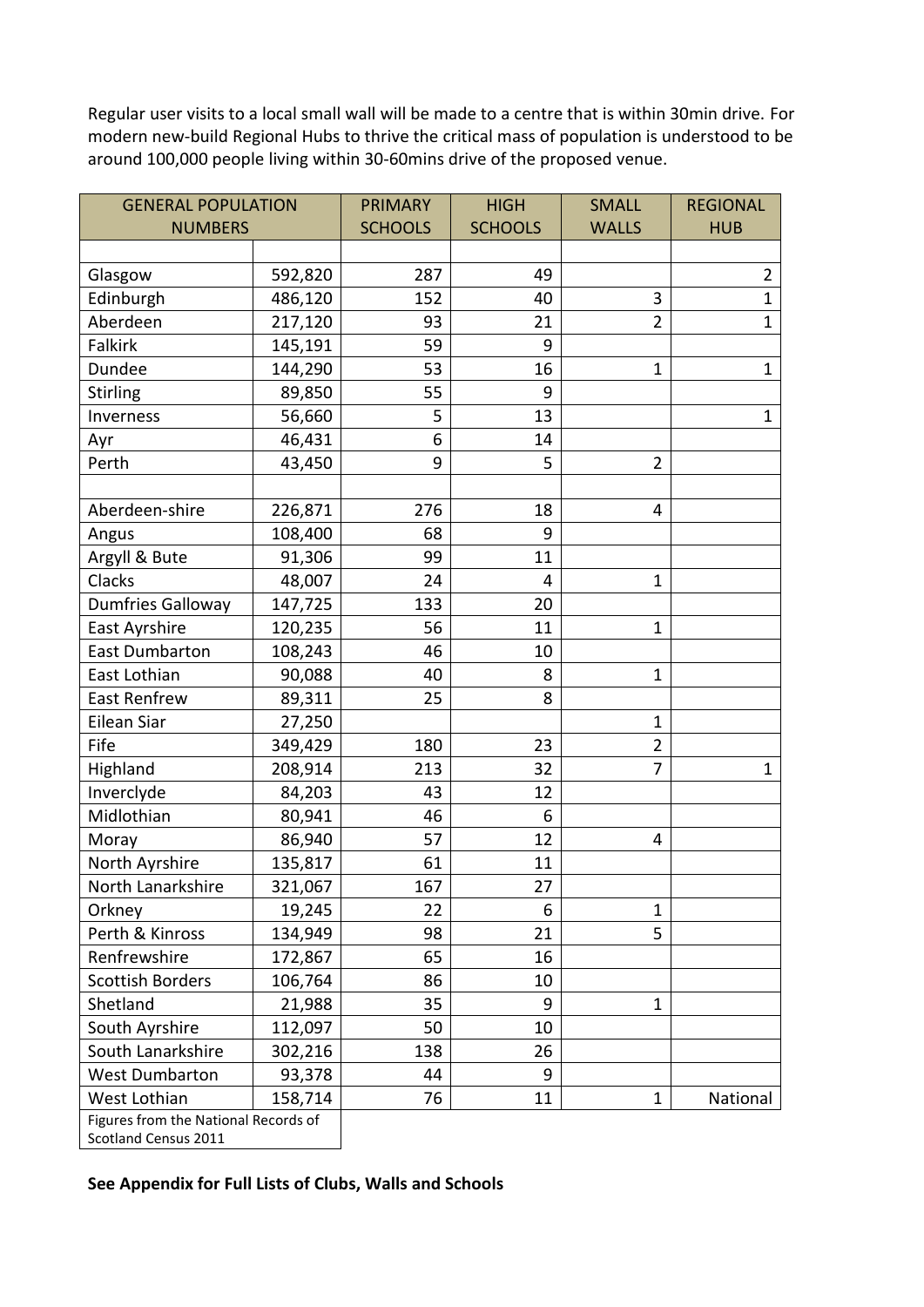Regular user visits to a local small wall will be made to a centre that is within 30min drive. For modern new-build Regional Hubs to thrive the critical mass of population is understood to be around 100,000 people living within 30-60mins drive of the proposed venue.

| GENERAL POPULATION NUMBERS | | PRIMARY SCHOOLS | HIGH SCHOOLS | SMALL WALLS | REGIONAL HUB |
|---|---|---|---|---|---|
| | | | | | |
| Glasgow | 592,820 | 287 | 49 | | 2 |
| Edinburgh | 486,120 | 152 | 40 | 3 | 1 |
| Aberdeen | 217,120 | 93 | 21 | 2 | 1 |
| Falkirk | 145,191 | 59 | 9 | | |
| Dundee | 144,290 | 53 | 16 | 1 | 1 |
| Stirling | 89,850 | 55 | 9 | | |
| Inverness | 56,660 | 5 | 13 | | 1 |
| Ayr | 46,431 | 6 | 14 | | |
| Perth | 43,450 | 9 | 5 | 2 | |
| | | | | | |
| Aberdeen-shire | 226,871 | 276 | 18 | 4 | |
| Angus | 108,400 | 68 | 9 | | |
| Argyll & Bute | 91,306 | 99 | 11 | | |
| Clacks | 48,007 | 24 | 4 | 1 | |
| Dumfries Galloway | 147,725 | 133 | 20 | | |
| East Ayrshire | 120,235 | 56 | 11 | 1 | |
| East Dumbarton | 108,243 | 46 | 10 | | |
| East Lothian | 90,088 | 40 | 8 | 1 | |
| East Renfrew | 89,311 | 25 | 8 | | |
| Eilean Siar | 27,250 | | | 1 | |
| Fife | 349,429 | 180 | 23 | 2 | |
| Highland | 208,914 | 213 | 32 | 7 | 1 |
| Inverclyde | 84,203 | 43 | 12 | | |
| Midlothian | 80,941 | 46 | 6 | | |
| Moray | 86,940 | 57 | 12 | 4 | |
| North Ayrshire | 135,817 | 61 | 11 | | |
| North Lanarkshire | 321,067 | 167 | 27 | | |
| Orkney | 19,245 | 22 | 6 | 1 | |
| Perth & Kinross | 134,949 | 98 | 21 | 5 | |
| Renfrewshire | 172,867 | 65 | 16 | | |
| Scottish Borders | 106,764 | 86 | 10 | | |
| Shetland | 21,988 | 35 | 9 | 1 | |
| South Ayrshire | 112,097 | 50 | 10 | | |
| South Lanarkshire | 302,216 | 138 | 26 | | |
| West Dumbarton | 93,378 | 44 | 9 | | |
| West Lothian | 158,714 | 76 | 11 | 1 | National |

Figures from the National Records of Scotland Census 2011

**See Appendix for Full Lists of Clubs, Walls and Schools**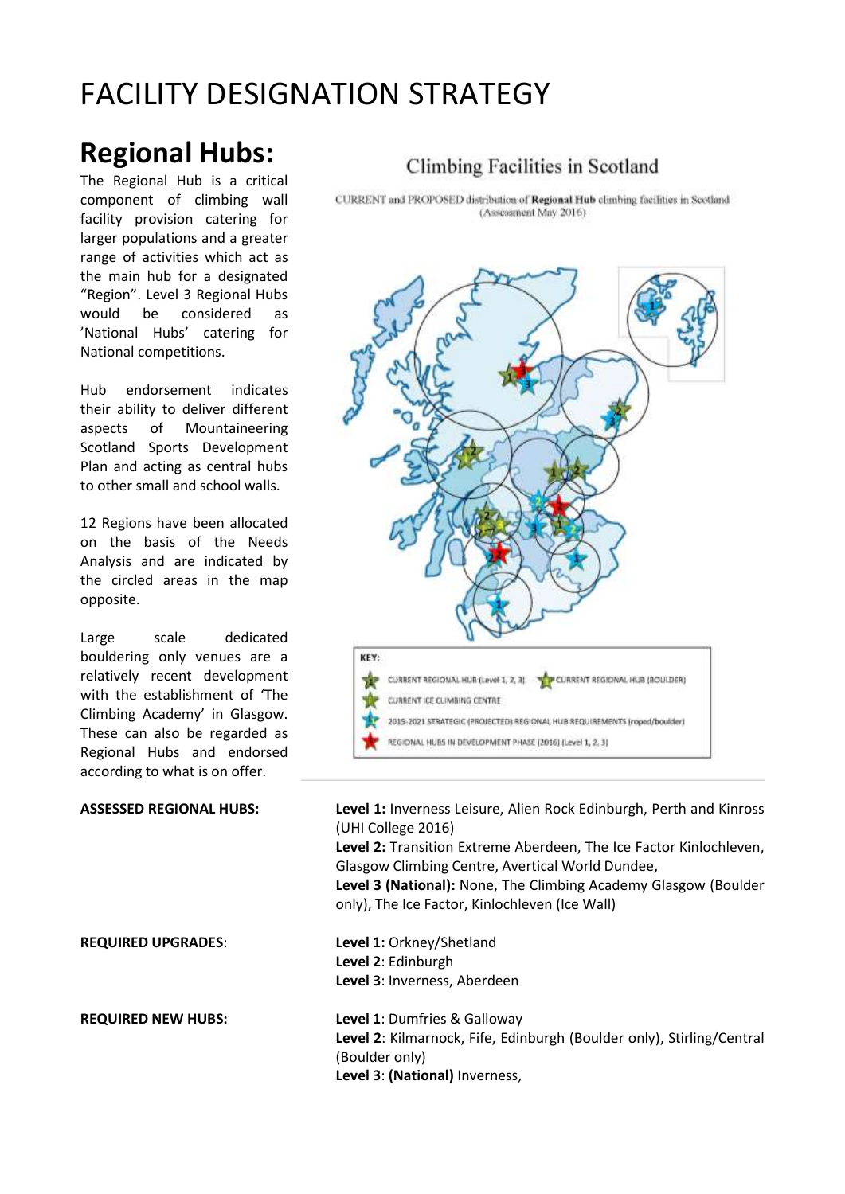# FACILITY DESIGNATION STRATEGY

## Regional Hubs:

The Regional Hub is a critical component of climbing wall facility provision catering for larger populations and a greater range of activities which act as the main hub for a designated "Region". Level 3 Regional Hubs would be considered as 'National Hubs' catering for National competitions.

Hub endorsement indicates their ability to deliver different aspects of Mountaineering Scotland Sports Development Plan and acting as central hubs to other small and school walls.

12 Regions have been allocated on the basis of the Needs Analysis and are indicated by the circled areas in the map opposite.

Large scale dedicated bouldering only venues are a relatively recent development with the establishment of 'The Climbing Academy' in Glasgow. These can also be regarded as Regional Hubs and endorsed according to what is on offer.

Climbing Facilities in Scotland

CURRENT and PROPOSED distribution of **Regional Hub** climbing facilities in Scotland (Assessment May 2016)

KEY:
- CURRENT REGIONAL HUB (Level 1, 2, 3)
- CURRENT REGIONAL HUB (BOULDER)
- CURRENT ICE CLIMBING CENTRE
- 2015-2021 STRATEGIC (PROJECTED) REGIONAL HUB REQUIREMENTS (roped/boulder)
- REGIONAL HUBS IN DEVELOPMENT PHASE (2016) (Level 1, 2, 3)

**ASSESSED REGIONAL HUBS:**

**Level 1:** Inverness Leisure, Alien Rock Edinburgh, Perth and Kinross (UHI College 2016)
**Level 2:** Transition Extreme Aberdeen, The Ice Factor Kinlochleven, Glasgow Climbing Centre, Avertical World Dundee,
**Level 3 (National):** None, The Climbing Academy Glasgow (Boulder only), The Ice Factor, Kinlochleven (Ice Wall)

**REQUIRED UPGRADES**:

**Level 1:** Orkney/Shetland
**Level 2**: Edinburgh
**Level 3**: Inverness, Aberdeen

**REQUIRED NEW HUBS:**

**Level 1**: Dumfries & Galloway
**Level 2**: Kilmarnock, Fife, Edinburgh (Boulder only), Stirling/Central (Boulder only)
**Level 3**: **(National)** Inverness,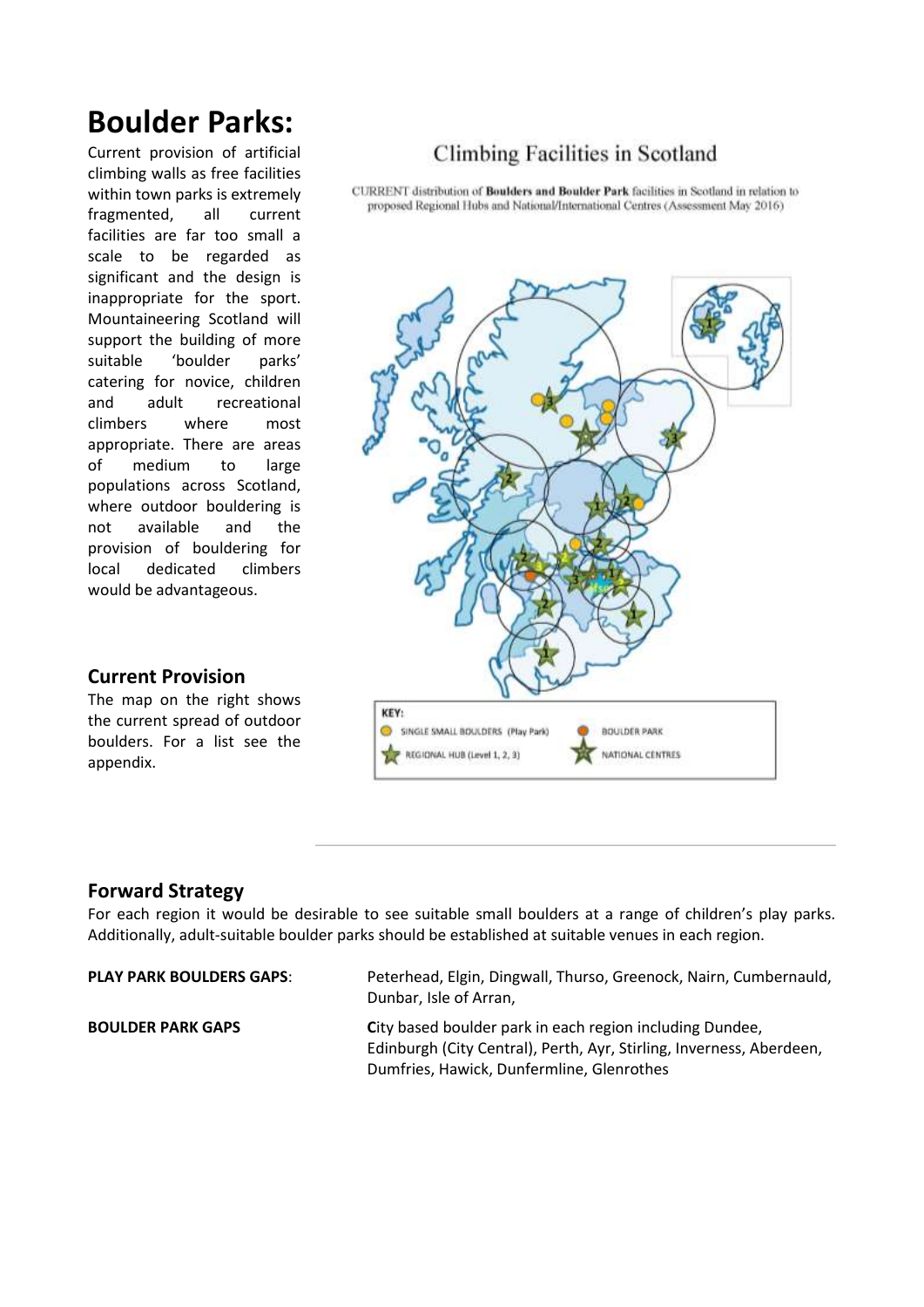# Boulder Parks:

Current provision of artificial climbing walls as free facilities within town parks is extremely fragmented, all current facilities are far too small a scale to be regarded as significant and the design is inappropriate for the sport. Mountaineering Scotland will support the building of more suitable 'boulder parks' catering for novice, children and adult recreational climbers where most appropriate. There are areas of medium to large populations across Scotland, where outdoor bouldering is not available and the provision of bouldering for local dedicated climbers would be advantageous.

## Current Provision

The map on the right shows the current spread of outdoor boulders. For a list see the appendix.

Climbing Facilities in Scotland

CURRENT distribution of **Boulders and Boulder Park** facilities in Scotland in relation to proposed Regional Hubs and National/International Centres (Assessment May 2016)

KEY: SINGLE SMALL BOULDERS (Play Park); BOULDER PARK; REGIONAL HUB (Level 1, 2, 3); NATIONAL CENTRES

## Forward Strategy

For each region it would be desirable to see suitable small boulders at a range of children's play parks. Additionally, adult-suitable boulder parks should be established at suitable venues in each region.

**PLAY PARK BOULDERS GAPS**: Peterhead, Elgin, Dingwall, Thurso, Greenock, Nairn, Cumbernauld, Dunbar, Isle of Arran,

**BOULDER PARK GAPS**: **C**ity based boulder park in each region including Dundee, Edinburgh (City Central), Perth, Ayr, Stirling, Inverness, Aberdeen, Dumfries, Hawick, Dunfermline, Glenrothes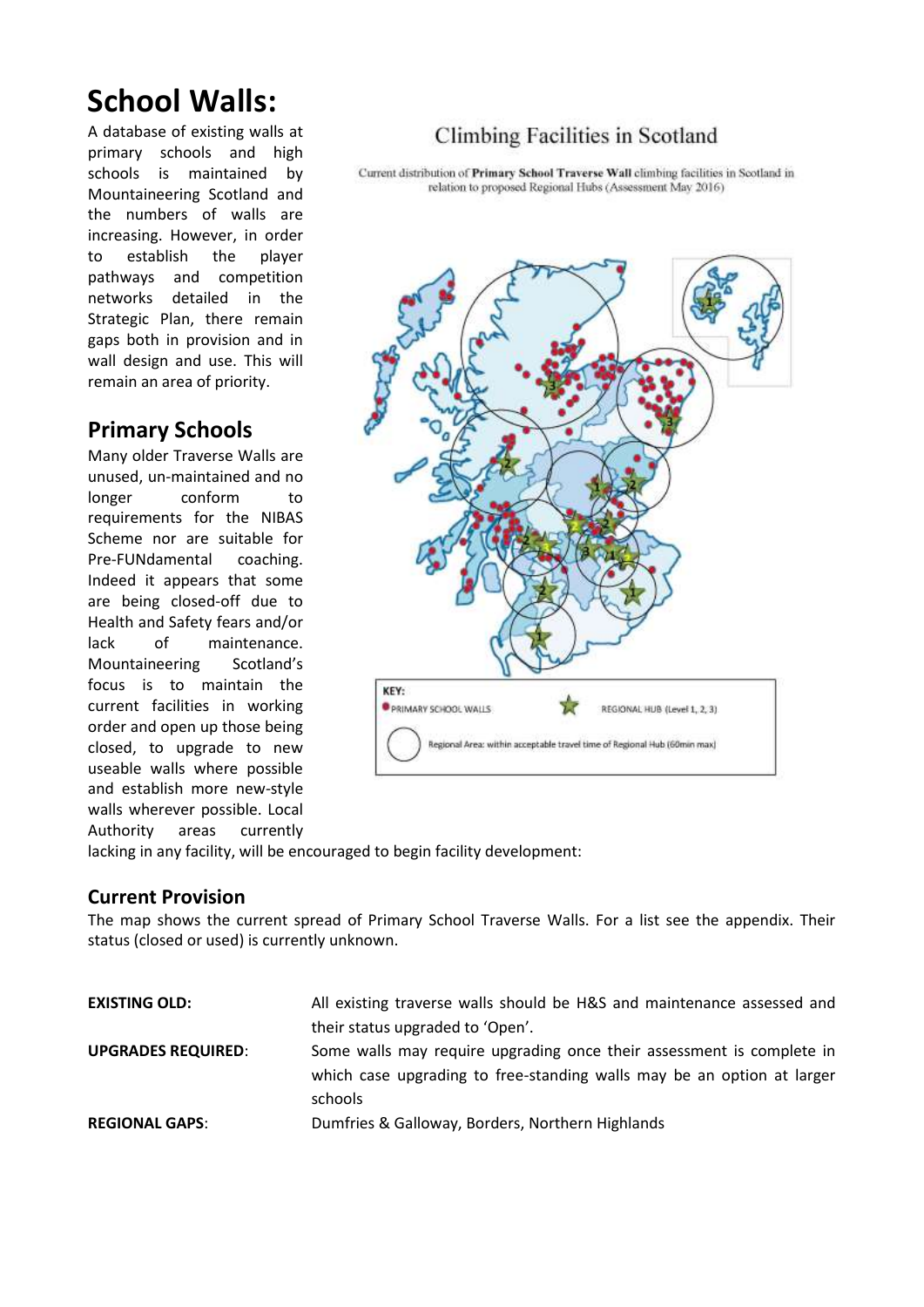# School Walls:

A database of existing walls at primary schools and high schools is maintained by Mountaineering Scotland and the numbers of walls are increasing. However, in order to establish the player pathways and competition networks detailed in the Strategic Plan, there remain gaps both in provision and in wall design and use. This will remain an area of priority.

## Primary Schools

Many older Traverse Walls are unused, un-maintained and no longer conform to requirements for the NIBAS Scheme nor are suitable for Pre-FUNdamental coaching. Indeed it appears that some are being closed-off due to Health and Safety fears and/or lack of maintenance. Mountaineering Scotland's focus is to maintain the current facilities in working order and open up those being closed, to upgrade to new useable walls where possible and establish more new-style walls wherever possible. Local Authority areas currently lacking in any facility, will be encouraged to begin facility development:

Climbing Facilities in Scotland

Current distribution of **Primary School Traverse Wall** climbing facilities in Scotland in relation to proposed Regional Hubs (Assessment May 2016)

KEY:
PRIMARY SCHOOL WALLS
REGIONAL HUB (Level 1, 2, 3)
Regional Area: within acceptable travel time of Regional Hub (60min max)

## Current Provision

The map shows the current spread of Primary School Traverse Walls. For a list see the appendix. Their status (closed or used) is currently unknown.

**EXISTING OLD:** All existing traverse walls should be H&S and maintenance assessed and their status upgraded to 'Open'.

**UPGRADES REQUIRED**: Some walls may require upgrading once their assessment is complete in which case upgrading to free-standing walls may be an option at larger schools

**REGIONAL GAPS**: Dumfries & Galloway, Borders, Northern Highlands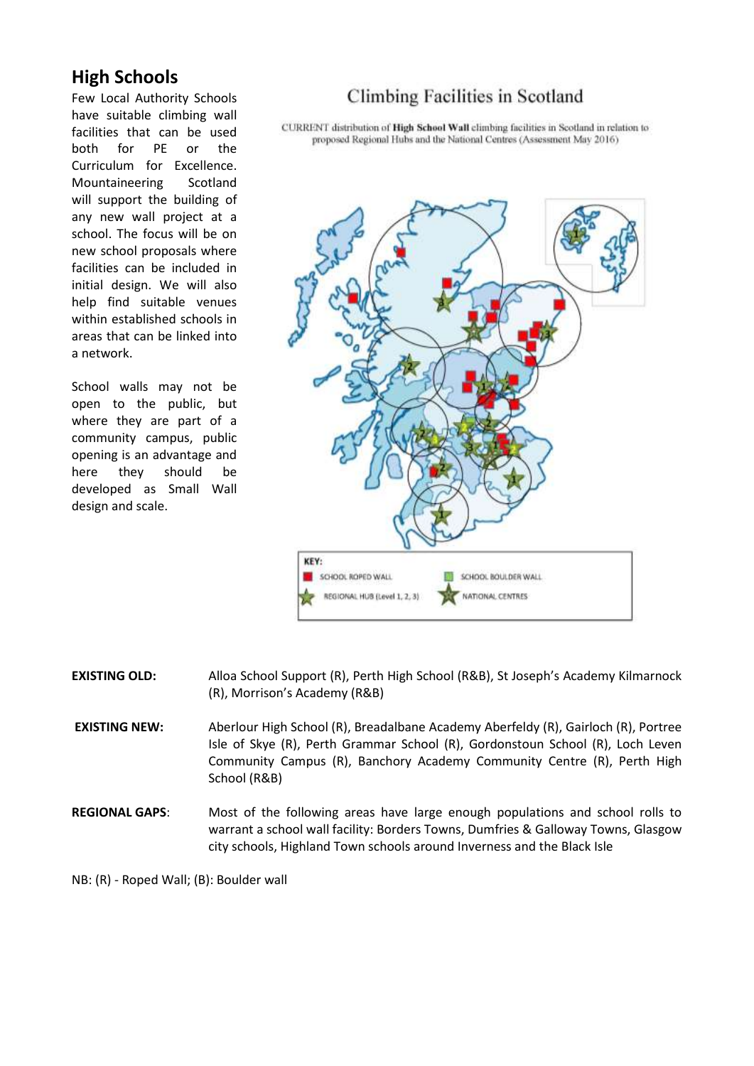## High Schools

Few Local Authority Schools have suitable climbing wall facilities that can be used both for PE or the Curriculum for Excellence. Mountaineering Scotland will support the building of any new wall project at a school. The focus will be on new school proposals where facilities can be included in initial design. We will also help find suitable venues within established schools in areas that can be linked into a network.

School walls may not be open to the public, but where they are part of a community campus, public opening is an advantage and here they should be developed as Small Wall design and scale.

Climbing Facilities in Scotland

CURRENT distribution of **High School Wall** climbing facilities in Scotland in relation to proposed Regional Hubs and the National Centres (Assessment May 2016)

KEY:
SCHOOL ROPED WALL
SCHOOL BOULDER WALL
REGIONAL HUB (Level 1, 2, 3)
NATIONAL CENTRES

**EXISTING OLD:** Alloa School Support (R), Perth High School (R&B), St Joseph's Academy Kilmarnock (R), Morrison's Academy (R&B)

**EXISTING NEW:** Aberlour High School (R), Breadalbane Academy Aberfeldy (R), Gairloch (R), Portree Isle of Skye (R), Perth Grammar School (R), Gordonstoun School (R), Loch Leven Community Campus (R), Banchory Academy Community Centre (R), Perth High School (R&B)

**REGIONAL GAPS**: Most of the following areas have large enough populations and school rolls to warrant a school wall facility: Borders Towns, Dumfries & Galloway Towns, Glasgow city schools, Highland Town schools around Inverness and the Black Isle

NB: (R) - Roped Wall; (B): Boulder wall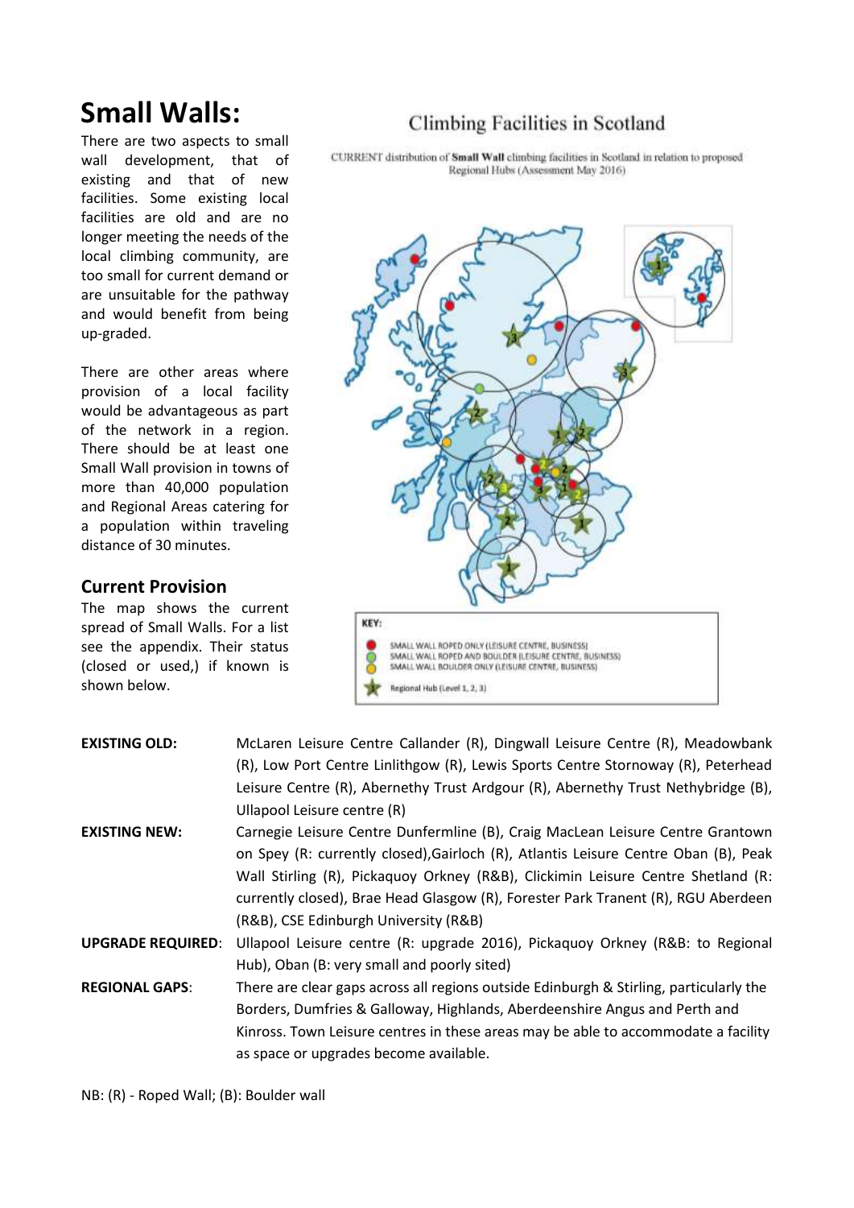# Small Walls:

There are two aspects to small wall development, that of existing and that of new facilities. Some existing local facilities are old and are no longer meeting the needs of the local climbing community, are too small for current demand or are unsuitable for the pathway and would benefit from being up-graded.

There are other areas where provision of a local facility would be advantageous as part of the network in a region. There should be at least one Small Wall provision in towns of more than 40,000 population and Regional Areas catering for a population within traveling distance of 30 minutes.

## Current Provision

The map shows the current spread of Small Walls. For a list see the appendix. Their status (closed or used,) if known is shown below.

Climbing Facilities in Scotland

CURRENT distribution of **Small Wall** climbing facilities in Scotland in relation to proposed Regional Hubs (Assessment May 2016)

KEY:
- SMALL WALL ROPED ONLY (LEISURE CENTRE, BUSINESS)
- SMALL WALL ROPED AND BOULDER (LEISURE CENTRE, BUSINESS)
- SMALL WALL BOULDER ONLY (LEISURE CENTRE, BUSINESS)
- Regional Hub (Level 1, 2, 3)

| | |
|---|---|
| **EXISTING OLD:** | McLaren Leisure Centre Callander (R), Dingwall Leisure Centre (R), Meadowbank (R), Low Port Centre Linlithgow (R), Lewis Sports Centre Stornoway (R), Peterhead Leisure Centre (R), Abernethy Trust Ardgour (R), Abernethy Trust Nethybridge (B), Ullapool Leisure centre (R) |
| **EXISTING NEW:** | Carnegie Leisure Centre Dunfermline (B), Craig MacLean Leisure Centre Grantown on Spey (R: currently closed),Gairloch (R), Atlantis Leisure Centre Oban (B), Peak Wall Stirling (R), Pickaquoy Orkney (R&B), Clickimin Leisure Centre Shetland (R: currently closed), Brae Head Glasgow (R), Forester Park Tranent (R), RGU Aberdeen (R&B), CSE Edinburgh University (R&B) |
| **UPGRADE REQUIRED**: | Ullapool Leisure centre (R: upgrade 2016), Pickaquoy Orkney (R&B: to Regional Hub), Oban (B: very small and poorly sited) |
| **REGIONAL GAPS**: | There are clear gaps across all regions outside Edinburgh & Stirling, particularly the Borders, Dumfries & Galloway, Highlands, Aberdeenshire Angus and Perth and Kinross. Town Leisure centres in these areas may be able to accommodate a facility as space or upgrades become available. |

NB: (R) - Roped Wall; (B): Boulder wall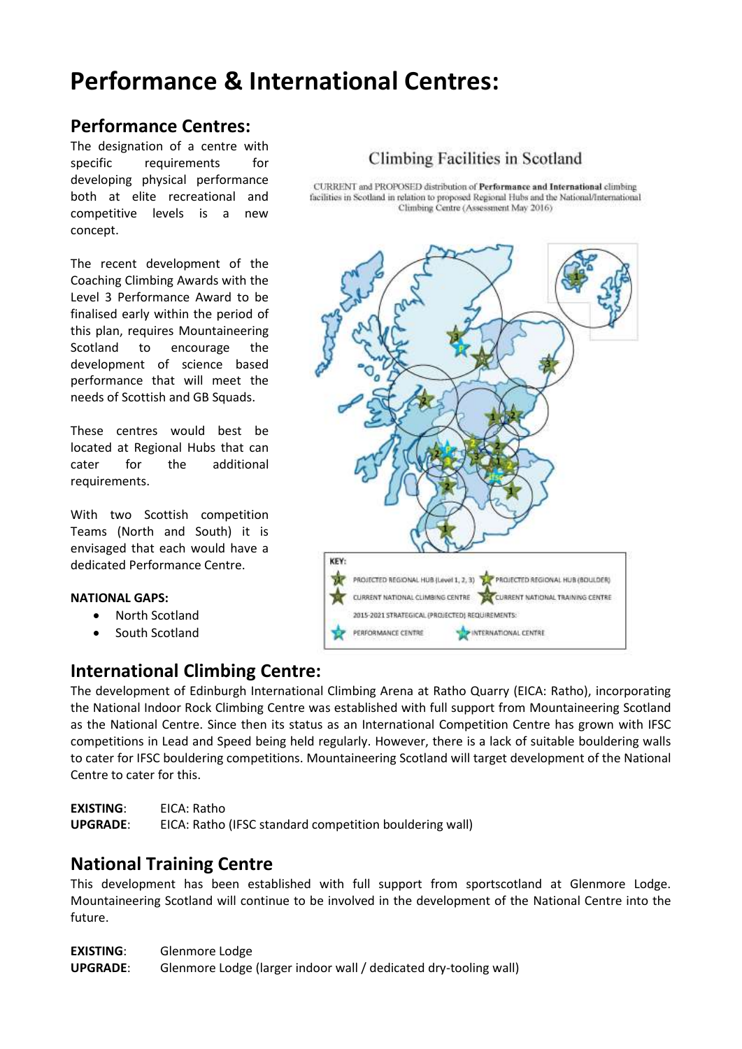# Performance & International Centres:

## Performance Centres:

The designation of a centre with specific requirements for developing physical performance both at elite recreational and competitive levels is a new concept.

The recent development of the Coaching Climbing Awards with the Level 3 Performance Award to be finalised early within the period of this plan, requires Mountaineering Scotland to encourage the development of science based performance that will meet the needs of Scottish and GB Squads.

These centres would best be located at Regional Hubs that can cater for the additional requirements.

With two Scottish competition Teams (North and South) it is envisaged that each would have a dedicated Performance Centre.

**NATIONAL GAPS:**

- North Scotland
- South Scotland

Climbing Facilities in Scotland

CURRENT and PROPOSED distribution of **Performance and International** climbing facilities in Scotland in relation to proposed Regional Hubs and the National/International Climbing Centre (Assessment May 2016)

KEY:
PROJECTED REGIONAL HUB (Level 1, 2, 3) — PROJECTED REGIONAL HUB (BOULDER)
CURRENT NATIONAL CLIMBING CENTRE — CURRENT NATIONAL TRAINING CENTRE
2015-2021 STRATEGICAL (PROJECTED) REQUIREMENTS:
PERFORMANCE CENTRE — INTERNATIONAL CENTRE

## International Climbing Centre:

The development of Edinburgh International Climbing Arena at Ratho Quarry (EICA: Ratho), incorporating the National Indoor Rock Climbing Centre was established with full support from Mountaineering Scotland as the National Centre. Since then its status as an International Competition Centre has grown with IFSC competitions in Lead and Speed being held regularly. However, there is a lack of suitable bouldering walls to cater for IFSC bouldering competitions. Mountaineering Scotland will target development of the National Centre to cater for this.

**EXISTING**: EICA: Ratho
**UPGRADE**: EICA: Ratho (IFSC standard competition bouldering wall)

## National Training Centre

This development has been established with full support from sportscotland at Glenmore Lodge. Mountaineering Scotland will continue to be involved in the development of the National Centre into the future.

**EXISTING**: Glenmore Lodge
**UPGRADE**: Glenmore Lodge (larger indoor wall / dedicated dry-tooling wall)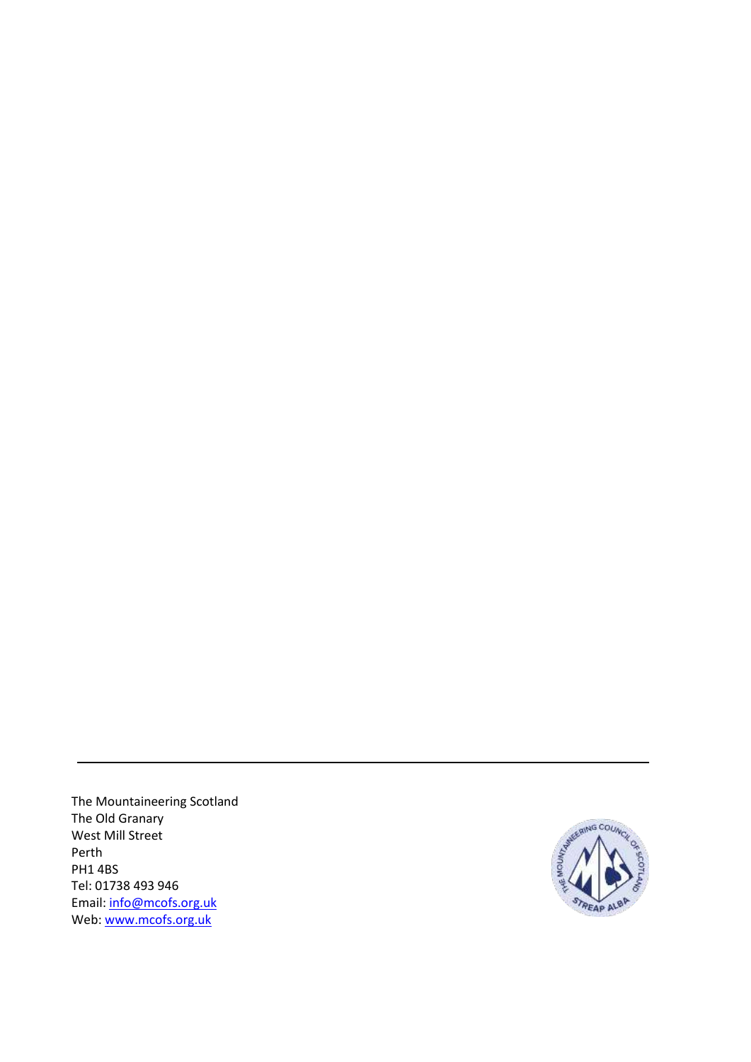---

The Mountaineering Scotland
The Old Granary
West Mill Street
Perth
PH1 4BS
Tel: 01738 493 946
Email: [info@mcofs.org.uk](mailto:info@mcofs.org.uk)
Web: [www.mcofs.org.uk](http://www.mcofs.org.uk)